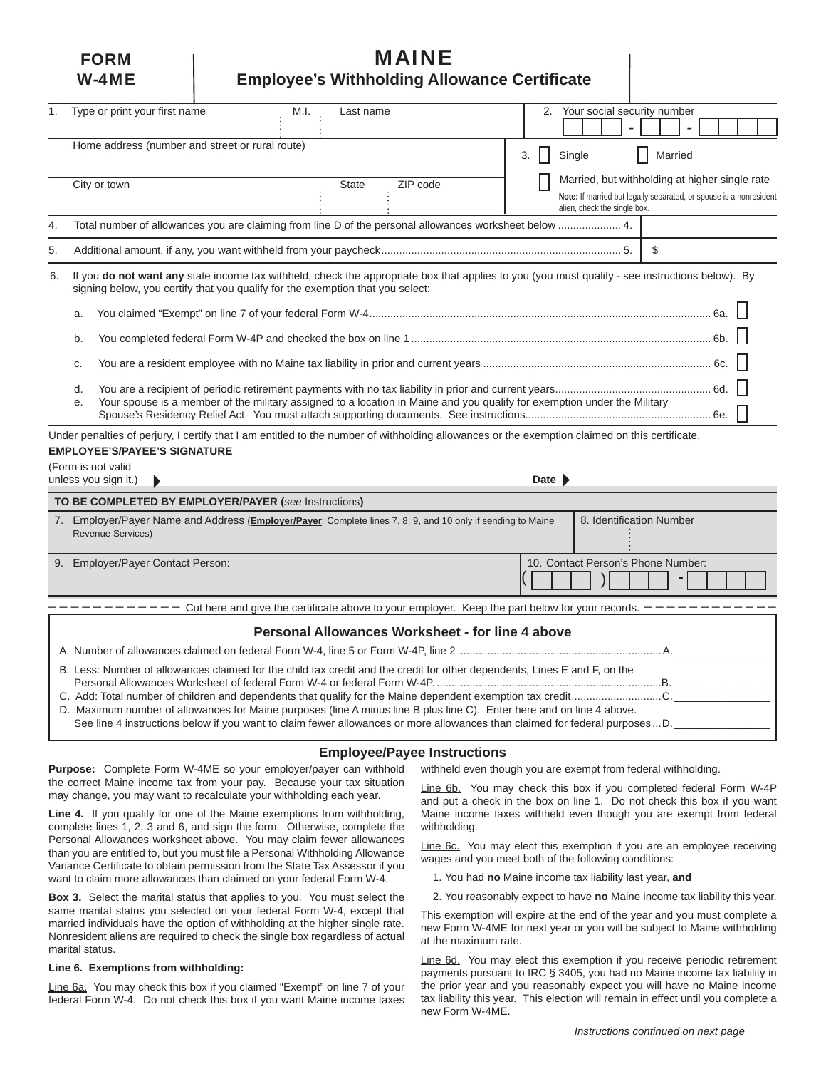# FORM W-4ME

# MAINE
## Employee's Withholding Allowance Certificate

1. Type or print your first name | M.I. | Last name

2. Your social security number

Home address (number and street or rural route)

3. ☐ Single ☐ Married

☐ Married, but withholding at higher single rate

**Note:** If married but legally separated, or spouse is a nonresident alien, check the single box.

City or town | State | ZIP code

4. Total number of allowances you are claiming from line D of the personal allowances worksheet below ..................... 4.

5. Additional amount, if any, you want withheld from your paycheck.............................................................................. 5. $

6. If you **do not want any** state income tax withheld, check the appropriate box that applies to you (you must qualify - see instructions below). By signing below, you certify that you qualify for the exemption that you select:

   a. You claimed "Exempt" on line 7 of your federal Form W-4.................................................................................................................. 6a. ☐

   b. You completed federal Form W-4P and checked the box on line 1 ..................................................................................................... 6b. ☐

   c. You are a resident employee with no Maine tax liability in prior and current years ........................................................................... 6c. ☐

   d. You are a recipient of periodic retirement payments with no tax liability in prior and current years................................................... 6d. ☐

   e. Your spouse is a member of the military assigned to a location in Maine and you qualify for exemption under the Military Spouse's Residency Relief Act. You must attach supporting documents. See instructions............................................................. 6e. ☐

Under penalties of perjury, I certify that I am entitled to the number of withholding allowances or the exemption claimed on this certificate.

**EMPLOYEE'S/PAYEE'S SIGNATURE**

(Form is not valid unless you sign it.) ▶ Date ▶

**TO BE COMPLETED BY EMPLOYER/PAYER (*see* Instructions)**

7. Employer/Payer Name and Address (**Employer/Payer**: Complete lines 7, 8, 9, and 10 only if sending to Maine Revenue Services)

8. Identification Number

9. Employer/Payer Contact Person:

10. Contact Person's Phone Number: ( ) -

– – – – – – – – – – – – Cut here and give the certificate above to your employer. Keep the part below for your records. – – – – – – – – – – – –

### Personal Allowances Worksheet - for line 4 above

A. Number of allowances claimed on federal Form W-4, line 5 or Form W-4P, line 2 ................................................................... A. ________

B. Less: Number of allowances claimed for the child tax credit and the credit for other dependents, Lines E and F, on the Personal Allowances Worksheet of federal Form W-4 or federal Form W-4P. ...........................................................................B. ________

C. Add: Total number of children and dependents that qualify for the Maine dependent exemption tax credit..............................C. ________

D. Maximum number of allowances for Maine purposes (line A minus line B plus line C). Enter here and on line 4 above. See line 4 instructions below if you want to claim fewer allowances or more allowances than claimed for federal purposes ...D. ________

## Employee/Payee Instructions

**Purpose:** Complete Form W-4ME so your employer/payer can withhold the correct Maine income tax from your pay. Because your tax situation may change, you may want to recalculate your withholding each year.

**Line 4.** If you qualify for one of the Maine exemptions from withholding, complete lines 1, 2, 3 and 6, and sign the form. Otherwise, complete the Personal Allowances worksheet above. You may claim fewer allowances than you are entitled to, but you must file a Personal Withholding Allowance Variance Certificate to obtain permission from the State Tax Assessor if you want to claim more allowances than claimed on your federal Form W-4.

**Box 3.** Select the marital status that applies to you. You must select the same marital status you selected on your federal Form W-4, except that married individuals have the option of withholding at the higher single rate. Nonresident aliens are required to check the single box regardless of actual marital status.

**Line 6. Exemptions from withholding:**

Line 6a. You may check this box if you claimed "Exempt" on line 7 of your federal Form W-4. Do not check this box if you want Maine income taxes withheld even though you are exempt from federal withholding.

Line 6b. You may check this box if you completed federal Form W-4P and put a check in the box on line 1. Do not check this box if you want Maine income taxes withheld even though you are exempt from federal withholding.

Line 6c. You may elect this exemption if you are an employee receiving wages and you meet both of the following conditions:

1. You had **no** Maine income tax liability last year, **and**
2. You reasonably expect to have **no** Maine income tax liability this year.

This exemption will expire at the end of the year and you must complete a new Form W-4ME for next year or you will be subject to Maine withholding at the maximum rate.

Line 6d. You may elect this exemption if you receive periodic retirement payments pursuant to IRC § 3405, you had no Maine income tax liability in the prior year and you reasonably expect you will have no Maine income tax liability this year. This election will remain in effect until you complete a new Form W-4ME.

*Instructions continued on next page*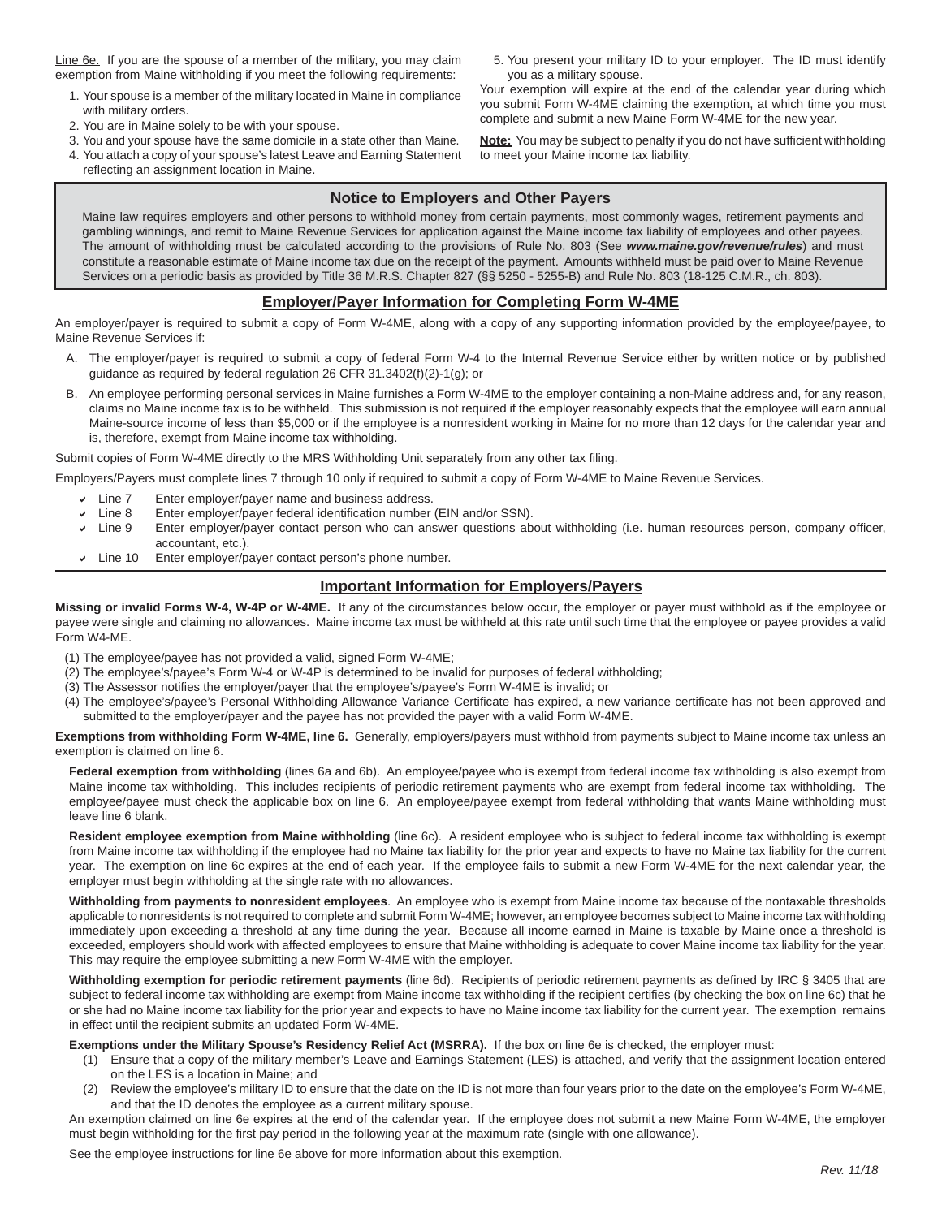Line 6e. If you are the spouse of a member of the military, you may claim exemption from Maine withholding if you meet the following requirements:

1. Your spouse is a member of the military located in Maine in compliance with military orders.
2. You are in Maine solely to be with your spouse.
3. You and your spouse have the same domicile in a state other than Maine.
4. You attach a copy of your spouse's latest Leave and Earning Statement reflecting an assignment location in Maine.
5. You present your military ID to your employer. The ID must identify you as a military spouse.

Your exemption will expire at the end of the calendar year during which you submit Form W-4ME claiming the exemption, at which time you must complete and submit a new Maine Form W-4ME for the new year.

**Note:** You may be subject to penalty if you do not have sufficient withholding to meet your Maine income tax liability.

## Notice to Employers and Other Payers

Maine law requires employers and other persons to withhold money from certain payments, most commonly wages, retirement payments and gambling winnings, and remit to Maine Revenue Services for application against the Maine income tax liability of employees and other payees. The amount of withholding must be calculated according to the provisions of Rule No. 803 (See ***www.maine.gov/revenue/rules***) and must constitute a reasonable estimate of Maine income tax due on the receipt of the payment. Amounts withheld must be paid over to Maine Revenue Services on a periodic basis as provided by Title 36 M.R.S. Chapter 827 (§§ 5250 - 5255-B) and Rule No. 803 (18-125 C.M.R., ch. 803).

## Employer/Payer Information for Completing Form W-4ME

An employer/payer is required to submit a copy of Form W-4ME, along with a copy of any supporting information provided by the employee/payee, to Maine Revenue Services if:

A. The employer/payer is required to submit a copy of federal Form W-4 to the Internal Revenue Service either by written notice or by published guidance as required by federal regulation 26 CFR 31.3402(f)(2)-1(g); or

B. An employee performing personal services in Maine furnishes a Form W-4ME to the employer containing a non-Maine address and, for any reason, claims no Maine income tax is to be withheld. This submission is not required if the employer reasonably expects that the employee will earn annual Maine-source income of less than $5,000 or if the employee is a nonresident working in Maine for no more than 12 days for the calendar year and is, therefore, exempt from Maine income tax withholding.

Submit copies of Form W-4ME directly to the MRS Withholding Unit separately from any other tax filing.

Employers/Payers must complete lines 7 through 10 only if required to submit a copy of Form W-4ME to Maine Revenue Services.

- Line 7 Enter employer/payer name and business address.
- Line 8 Enter employer/payer federal identification number (EIN and/or SSN).
- Line 9 Enter employer/payer contact person who can answer questions about withholding (i.e. human resources person, company officer, accountant, etc.).
- Line 10 Enter employer/payer contact person's phone number.

## Important Information for Employers/Payers

**Missing or invalid Forms W-4, W-4P or W-4ME.** If any of the circumstances below occur, the employer or payer must withhold as if the employee or payee were single and claiming no allowances. Maine income tax must be withheld at this rate until such time that the employee or payee provides a valid Form W4-ME.

(1) The employee/payee has not provided a valid, signed Form W-4ME;
(2) The employee's/payee's Form W-4 or W-4P is determined to be invalid for purposes of federal withholding;
(3) The Assessor notifies the employer/payer that the employee's/payee's Form W-4ME is invalid; or
(4) The employee's/payee's Personal Withholding Allowance Variance Certificate has expired, a new variance certificate has not been approved and submitted to the employer/payer and the payee has not provided the payer with a valid Form W-4ME.

**Exemptions from withholding Form W-4ME, line 6.** Generally, employers/payers must withhold from payments subject to Maine income tax unless an exemption is claimed on line 6.

**Federal exemption from withholding** (lines 6a and 6b). An employee/payee who is exempt from federal income tax withholding is also exempt from Maine income tax withholding. This includes recipients of periodic retirement payments who are exempt from federal income tax withholding. The employee/payee must check the applicable box on line 6. An employee/payee exempt from federal withholding that wants Maine withholding must leave line 6 blank.

**Resident employee exemption from Maine withholding** (line 6c). A resident employee who is subject to federal income tax withholding is exempt from Maine income tax withholding if the employee had no Maine tax liability for the prior year and expects to have no Maine tax liability for the current year. The exemption on line 6c expires at the end of each year. If the employee fails to submit a new Form W-4ME for the next calendar year, the employer must begin withholding at the single rate with no allowances.

**Withholding from payments to nonresident employees**. An employee who is exempt from Maine income tax because of the nontaxable thresholds applicable to nonresidents is not required to complete and submit Form W-4ME; however, an employee becomes subject to Maine income tax withholding immediately upon exceeding a threshold at any time during the year. Because all income earned in Maine is taxable by Maine once a threshold is exceeded, employers should work with affected employees to ensure that Maine withholding is adequate to cover Maine income tax liability for the year. This may require the employee submitting a new Form W-4ME with the employer.

**Withholding exemption for periodic retirement payments** (line 6d). Recipients of periodic retirement payments as defined by IRC § 3405 that are subject to federal income tax withholding are exempt from Maine income tax withholding if the recipient certifies (by checking the box on line 6c) that he or she had no Maine income tax liability for the prior year and expects to have no Maine income tax liability for the current year. The exemption remains in effect until the recipient submits an updated Form W-4ME.

**Exemptions under the Military Spouse's Residency Relief Act (MSRRA).** If the box on line 6e is checked, the employer must:

(1) Ensure that a copy of the military member's Leave and Earnings Statement (LES) is attached, and verify that the assignment location entered on the LES is a location in Maine; and
(2) Review the employee's military ID to ensure that the date on the ID is not more than four years prior to the date on the employee's Form W-4ME, and that the ID denotes the employee as a current military spouse.

An exemption claimed on line 6e expires at the end of the calendar year. If the employee does not submit a new Maine Form W-4ME, the employer must begin withholding for the first pay period in the following year at the maximum rate (single with one allowance).

See the employee instructions for line 6e above for more information about this exemption.

*Rev. 11/18*